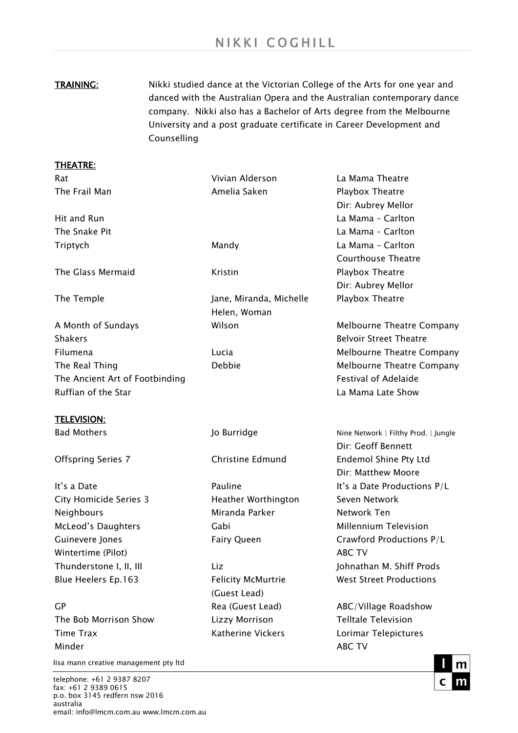# NIKKI COGHILL

**TRAINING:** Nikki studied dance at the Victorian College of the Arts for one year and danced with the Australian Opera and the Australian contemporary dance company. Nikki also has a Bachelor of Arts degree from the Melbourne University and a post graduate certificate in Career Development and Counselling

## THEATRE:

| | | |
|---|---|---|
| Rat | Vivian Alderson | La Mama Theatre |
| The Frail Man | Amelia Saken | Playbox Theatre<br>Dir: Aubrey Mellor |
| Hit and Run | | La Mama – Carlton |
| The Snake Pit | | La Mama – Carlton |
| Triptych | Mandy | La Mama – Carlton<br>Courthouse Theatre |
| The Glass Mermaid | Kristin | Playbox Theatre<br>Dir: Aubrey Mellor |
| The Temple | Jane, Miranda, Michelle<br>Helen, Woman | Playbox Theatre |
| A Month of Sundays | Wilson | Melbourne Theatre Company |
| Shakers | | Belvoir Street Theatre |
| Filumena | Lucia | Melbourne Theatre Company |
| The Real Thing | Debbie | Melbourne Theatre Company |
| The Ancient Art of Footbinding | | Festival of Adelaide |
| Ruffian of the Star | | La Mama Late Show |

## TELEVISION:

| | | |
|---|---|---|
| Bad Mothers | Jo Burridge | Nine Network \| Filthy Prod. \| Jungle<br>Dir: Geoff Bennett |
| Offspring Series 7 | Christine Edmund | Endemol Shine Pty Ltd<br>Dir: Matthew Moore |
| It's a Date | Pauline | It's a Date Productions P/L |
| City Homicide Series 3 | Heather Worthington | Seven Network |
| Neighbours | Miranda Parker | Network Ten |
| McLeod's Daughters | Gabi | Millennium Television |
| Guinevere Jones | Fairy Queen | Crawford Productions P/L |
| Wintertime (Pilot) | | ABC TV |
| Thunderstone I, II, III | Liz | Johnathan M. Shiff Prods |
| Blue Heelers Ep.163 | Felicity McMurtrie<br>(Guest Lead) | West Street Productions |
| GP | Rea (Guest Lead) | ABC/Village Roadshow |
| The Bob Morrison Show | Lizzy Morrison | Telltale Television |
| Time Trax | Katherine Vickers | Lorimar Telepictures |
| Minder | | ABC TV |

lisa mann creative management pty ltd

telephone: +61 2 9387 8207
fax: +61 2 9389 0615
p.o. box 3145 redfern nsw 2016
australia
email: info@lmcm.com.au www.lmcm.com.au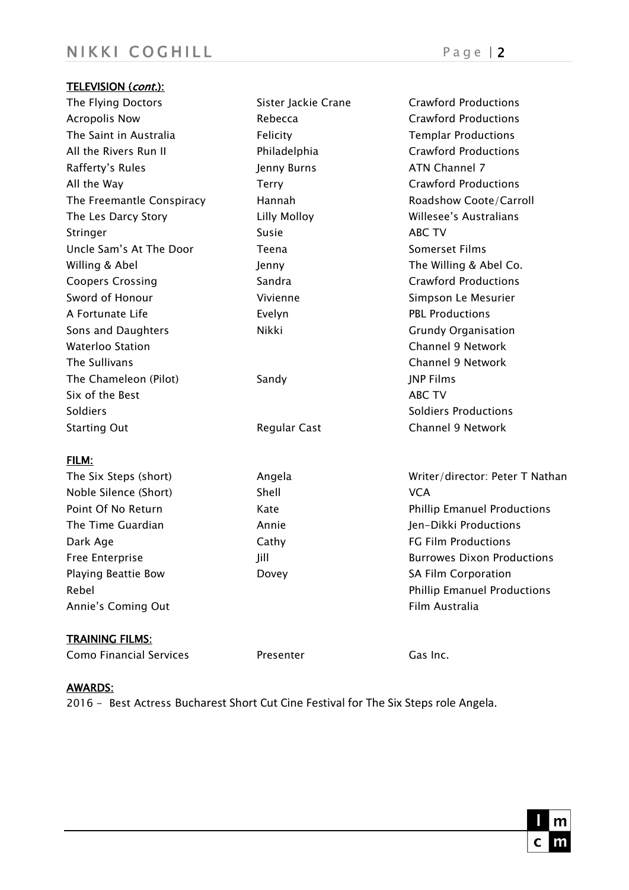## TELEVISION (*cont.*):

| | | |
|---|---|---|
| The Flying Doctors | Sister Jackie Crane | Crawford Productions |
| Acropolis Now | Rebecca | Crawford Productions |
| The Saint in Australia | Felicity | Templar Productions |
| All the Rivers Run II | Philadelphia | Crawford Productions |
| Rafferty's Rules | Jenny Burns | ATN Channel 7 |
| All the Way | Terry | Crawford Productions |
| The Freemantle Conspiracy | Hannah | Roadshow Coote/Carroll |
| The Les Darcy Story | Lilly Molloy | Willesee's Australians |
| Stringer | Susie | ABC TV |
| Uncle Sam's At The Door | Teena | Somerset Films |
| Willing & Abel | Jenny | The Willing & Abel Co. |
| Coopers Crossing | Sandra | Crawford Productions |
| Sword of Honour | Vivienne | Simpson Le Mesurier |
| A Fortunate Life | Evelyn | PBL Productions |
| Sons and Daughters | Nikki | Grundy Organisation |
| Waterloo Station | | Channel 9 Network |
| The Sullivans | | Channel 9 Network |
| The Chameleon (Pilot) | Sandy | JNP Films |
| Six of the Best | | ABC TV |
| Soldiers | | Soldiers Productions |
| Starting Out | Regular Cast | Channel 9 Network |

## FILM:

| | | |
|---|---|---|
| The Six Steps (short) | Angela | Writer/director: Peter T Nathan |
| Noble Silence (Short) | Shell | VCA |
| Point Of No Return | Kate | Phillip Emanuel Productions |
| The Time Guardian | Annie | Jen-Dikki Productions |
| Dark Age | Cathy | FG Film Productions |
| Free Enterprise | Jill | Burrowes Dixon Productions |
| Playing Beattie Bow | Dovey | SA Film Corporation |
| Rebel | | Phillip Emanuel Productions |
| Annie's Coming Out | | Film Australia |

## TRAINING FILMS:

| | | |
|---|---|---|
| Como Financial Services | Presenter | Gas Inc. |

## AWARDS:

2016 - Best Actress Bucharest Short Cut Cine Festival for The Six Steps role Angela.